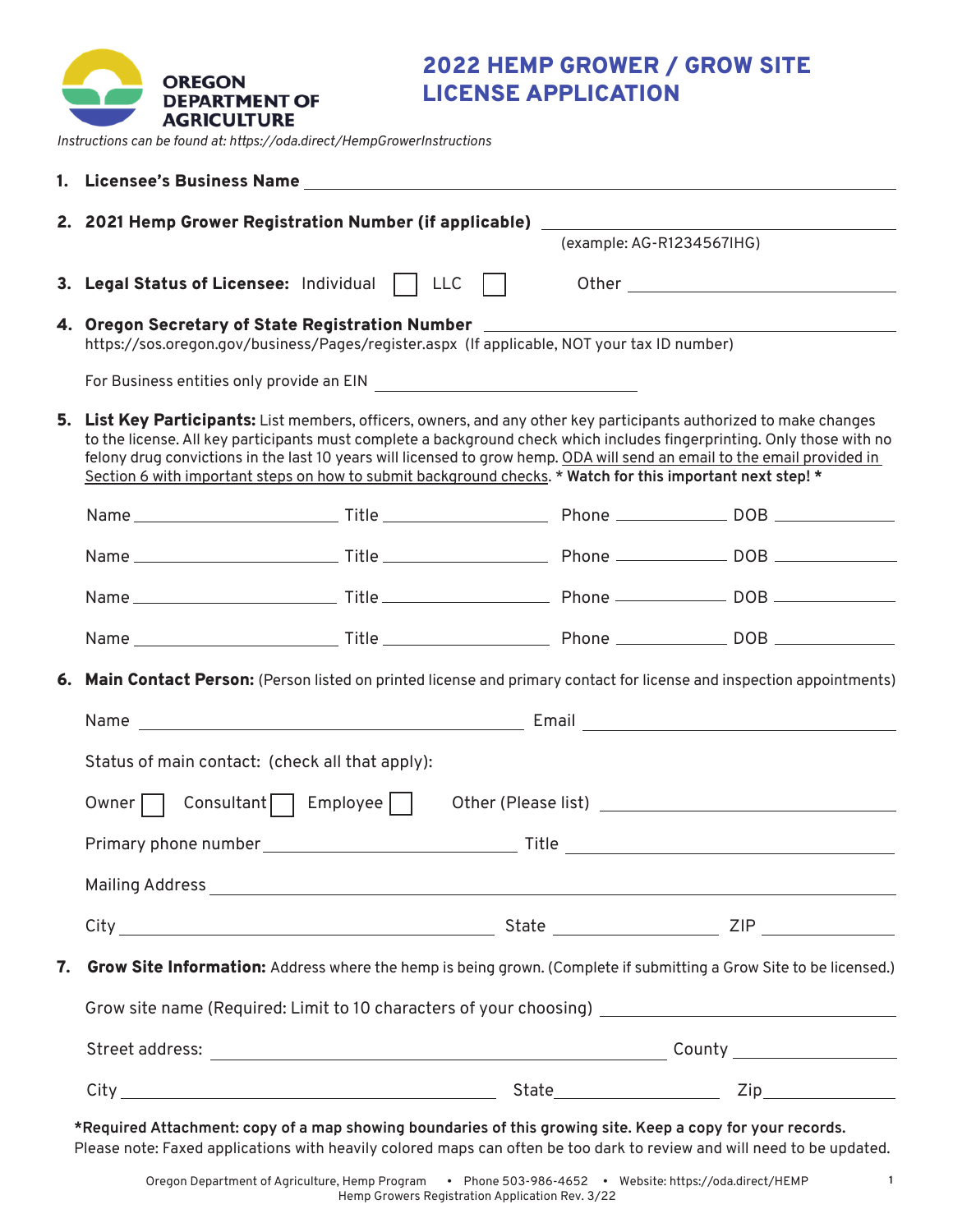OREGON DEPARTMENT OF AGRICULTURE

# 2022 HEMP GROWER / GROW SITE LICENSE APPLICATION

*Instructions can be found at: https://oda.direct/HempGrowerInstructions*

1. **Licensee's Business Name** ______________________________

2. **2021 Hemp Grower Registration Number (if applicable)** ______________________________
   (example: AG-R1234567IHG)

3. **Legal Status of Licensee:** Individual ☐ LLC ☐ Other ______________________________

4. **Oregon Secretary of State Registration Number** ______________________________
   https://sos.oregon.gov/business/Pages/register.aspx (If applicable, NOT your tax ID number)

   For Business entities only provide an EIN ______________________________

5. **List Key Participants:** List members, officers, owners, and any other key participants authorized to make changes to the license. All key participants must complete a background check which includes fingerprinting. Only those with no felony drug convictions in the last 10 years will licensed to grow hemp. ODA will send an email to the email provided in Section 6 with important steps on how to submit background checks. * **Watch for this important next step!** *

   Name ______________ Title ______________ Phone ______________ DOB ______________

   Name ______________ Title ______________ Phone ______________ DOB ______________

   Name ______________ Title ______________ Phone ______________ DOB ______________

   Name ______________ Title ______________ Phone ______________ DOB ______________

6. **Main Contact Person:** (Person listed on printed license and primary contact for license and inspection appointments)

   Name ______________________________ Email ______________________________

   Status of main contact: (check all that apply):

   Owner ☐ Consultant ☐ Employee ☐ Other (Please list) ______________________________

   Primary phone number ______________________________ Title ______________________________

   Mailing Address ______________________________

   City ______________________________ State ______________ ZIP ______________

7. **Grow Site Information:** Address where the hemp is being grown. (Complete if submitting a Grow Site to be licensed.)

   Grow site name (Required: Limit to 10 characters of your choosing) ______________________________

   Street address: ______________________________ County ______________

   City ______________________________ State ______________ Zip ______________

**\*Required Attachment: copy of a map showing boundaries of this growing site. Keep a copy for your records.**
Please note: Faxed applications with heavily colored maps can often be too dark to review and will need to be updated.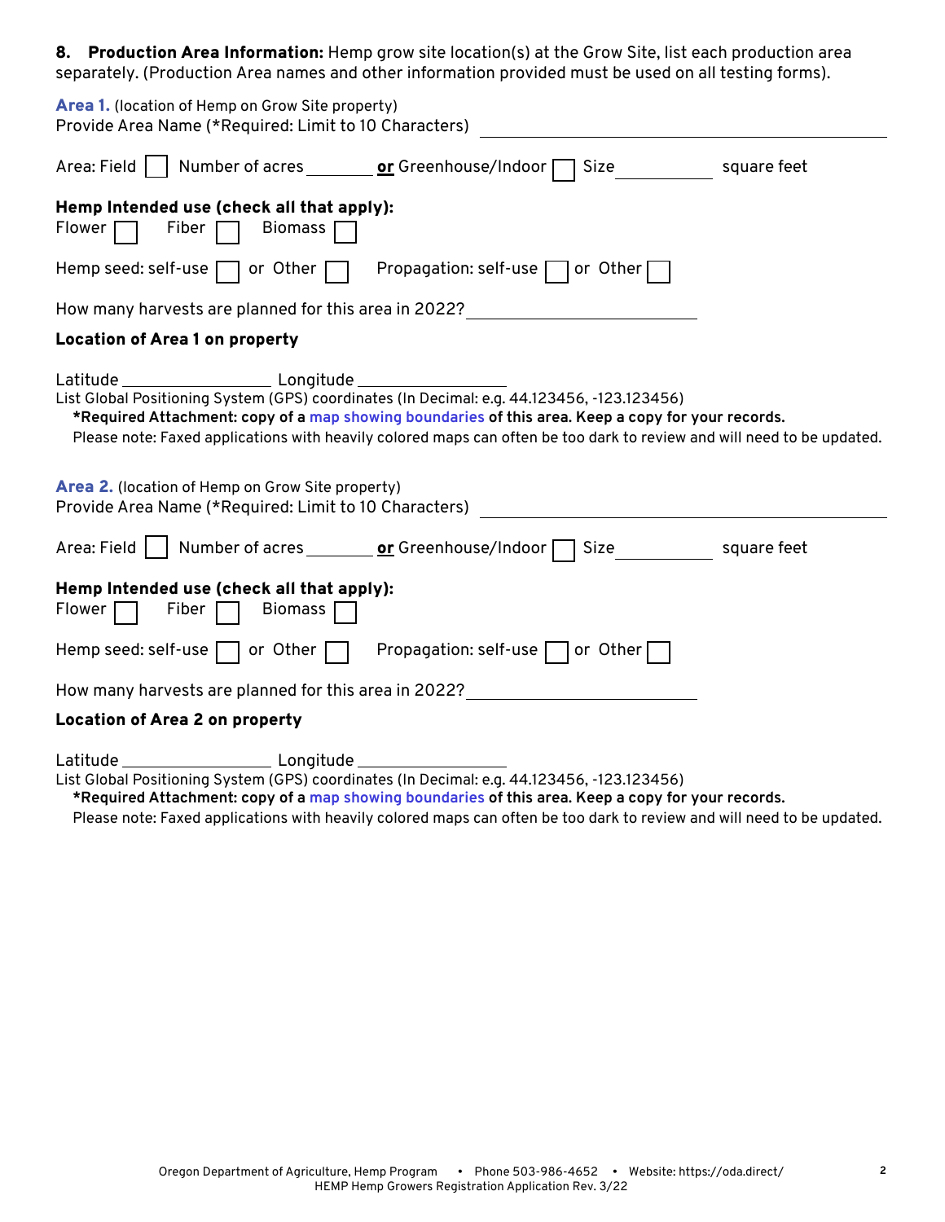**8. Production Area Information:** Hemp grow site location(s) at the Grow Site, list each production area separately. (Production Area names and other information provided must be used on all testing forms).

**Area 1.** (location of Hemp on Grow Site property)
Provide Area Name (*Required: Limit to 10 Characters) ____________________

Area: Field ☐ Number of acres ________ **or** Greenhouse/Indoor ☐ Size __________ square feet

**Hemp Intended use (check all that apply):**
Flower ☐ Fiber ☐ Biomass ☐

Hemp seed: self-use ☐ or Other ☐ Propagation: self-use ☐ or Other ☐

How many harvests are planned for this area in 2022? ____________________

**Location of Area 1 on property**

Latitude ______________ Longitude ______________
List Global Positioning System (GPS) coordinates (In Decimal: e.g. 44.123456, -123.123456)
**\*Required Attachment: copy of a map showing boundaries of this area. Keep a copy for your records.**
Please note: Faxed applications with heavily colored maps can often be too dark to review and will need to be updated.

**Area 2.** (location of Hemp on Grow Site property)
Provide Area Name (*Required: Limit to 10 Characters) ____________________

Area: Field ☐ Number of acres ________ **or** Greenhouse/Indoor ☐ Size __________ square feet

**Hemp Intended use (check all that apply):**
Flower ☐ Fiber ☐ Biomass ☐

Hemp seed: self-use ☐ or Other ☐ Propagation: self-use ☐ or Other ☐

How many harvests are planned for this area in 2022? ____________________

**Location of Area 2 on property**

Latitude ______________ Longitude ______________
List Global Positioning System (GPS) coordinates (In Decimal: e.g. 44.123456, -123.123456)
**\*Required Attachment: copy of a map showing boundaries of this area. Keep a copy for your records.**
Please note: Faxed applications with heavily colored maps can often be too dark to review and will need to be updated.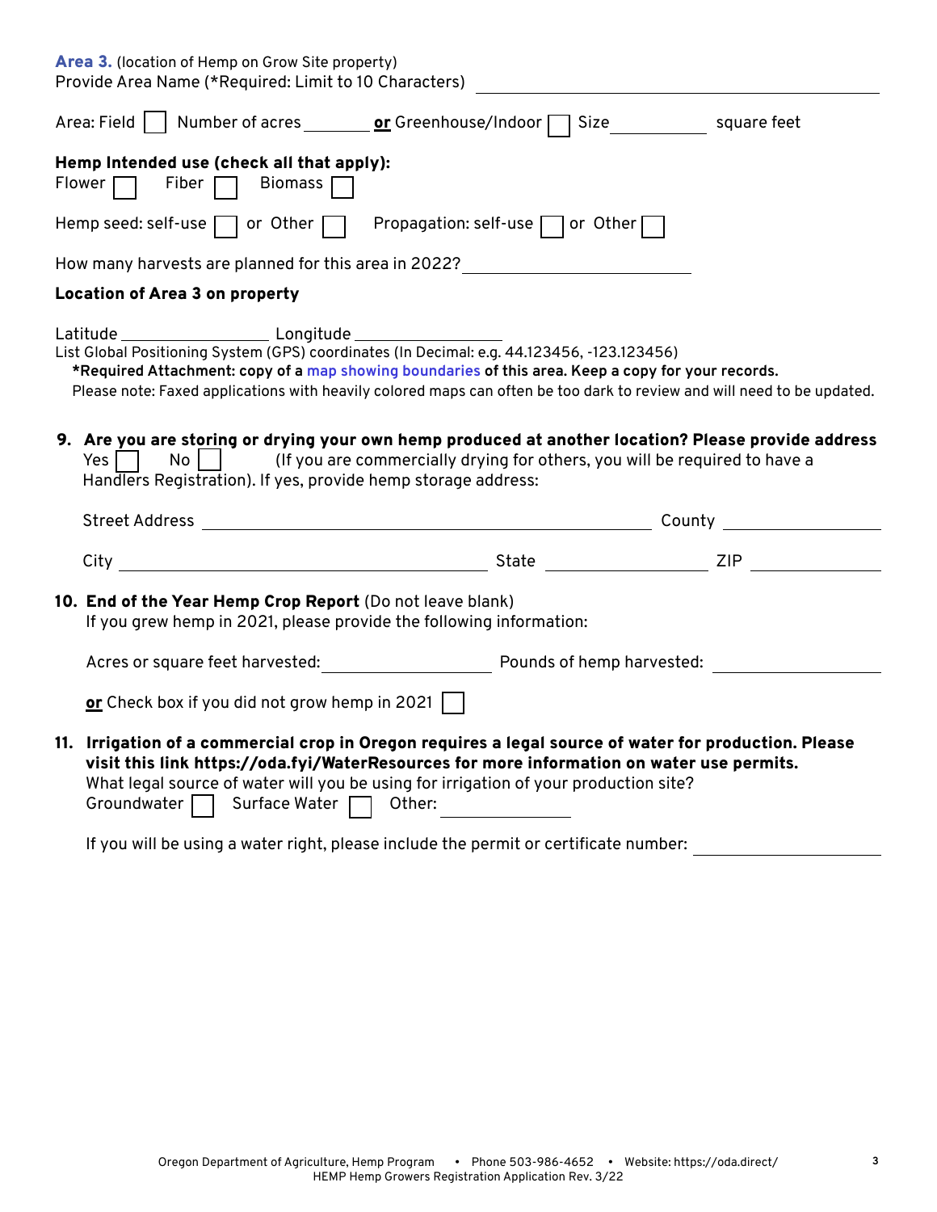**Area 3.** (location of Hemp on Grow Site property)
Provide Area Name (*Required: Limit to 10 Characters) ______________________

Area: Field ☐ Number of acres ________ **or** Greenhouse/Indoor ☐ Size __________ square feet

**Hemp Intended use (check all that apply):**
Flower ☐ Fiber ☐ Biomass ☐

Hemp seed: self-use ☐ or Other ☐ Propagation: self-use ☐ or Other ☐

How many harvests are planned for this area in 2022? ______________________

**Location of Area 3 on property**

Latitude ________________ Longitude ________________
List Global Positioning System (GPS) coordinates (In Decimal: e.g. 44.123456, -123.123456)
**\*Required Attachment: copy of a map showing boundaries of this area. Keep a copy for your records.**
Please note: Faxed applications with heavily colored maps can often be too dark to review and will need to be updated.

9. **Are you are storing or drying your own hemp produced at another location? Please provide address**
   Yes ☐ No ☐ (If you are commercially drying for others, you will be required to have a Handlers Registration). If yes, provide hemp storage address:

   Street Address ______________________________ County ________________

   City ______________________ State ________________ ZIP ____________

10. **End of the Year Hemp Crop Report** (Do not leave blank)
    If you grew hemp in 2021, please provide the following information:

    Acres or square feet harvested: ________________ Pounds of hemp harvested: ________________

    **or** Check box if you did not grow hemp in 2021 ☐

11. **Irrigation of a commercial crop in Oregon requires a legal source of water for production. Please visit this link https://oda.fyi/WaterResources for more information on water use permits.**
    What legal source of water will you be using for irrigation of your production site?
    Groundwater ☐ Surface Water ☐ Other: ______________

    If you will be using a water right, please include the permit or certificate number: ________________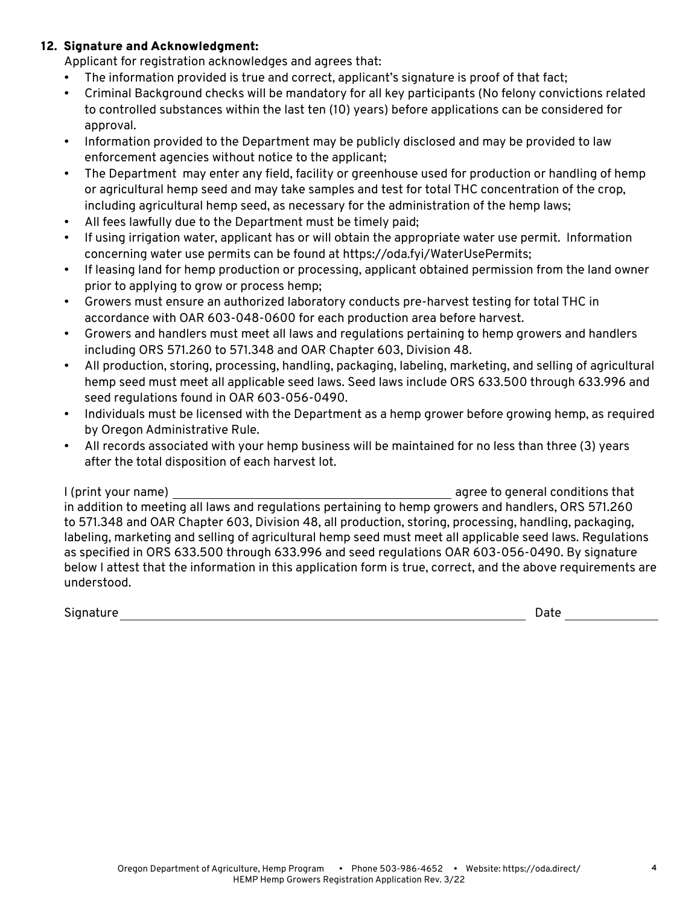## 12. Signature and Acknowledgment:

Applicant for registration acknowledges and agrees that:

- The information provided is true and correct, applicant's signature is proof of that fact;
- Criminal Background checks will be mandatory for all key participants (No felony convictions related to controlled substances within the last ten (10) years) before applications can be considered for approval.
- Information provided to the Department may be publicly disclosed and may be provided to law enforcement agencies without notice to the applicant;
- The Department may enter any field, facility or greenhouse used for production or handling of hemp or agricultural hemp seed and may take samples and test for total THC concentration of the crop, including agricultural hemp seed, as necessary for the administration of the hemp laws;
- All fees lawfully due to the Department must be timely paid;
- If using irrigation water, applicant has or will obtain the appropriate water use permit. Information concerning water use permits can be found at https://oda.fyi/WaterUsePermits;
- If leasing land for hemp production or processing, applicant obtained permission from the land owner prior to applying to grow or process hemp;
- Growers must ensure an authorized laboratory conducts pre-harvest testing for total THC in accordance with OAR 603-048-0600 for each production area before harvest.
- Growers and handlers must meet all laws and regulations pertaining to hemp growers and handlers including ORS 571.260 to 571.348 and OAR Chapter 603, Division 48.
- All production, storing, processing, handling, packaging, labeling, marketing, and selling of agricultural hemp seed must meet all applicable seed laws. Seed laws include ORS 633.500 through 633.996 and seed regulations found in OAR 603-056-0490.
- Individuals must be licensed with the Department as a hemp grower before growing hemp, as required by Oregon Administrative Rule.
- All records associated with your hemp business will be maintained for no less than three (3) years after the total disposition of each harvest lot.

I (print your name) ____________________________________________ agree to general conditions that in addition to meeting all laws and regulations pertaining to hemp growers and handlers, ORS 571.260 to 571.348 and OAR Chapter 603, Division 48, all production, storing, processing, handling, packaging, labeling, marketing and selling of agricultural hemp seed must meet all applicable seed laws. Regulations as specified in ORS 633.500 through 633.996 and seed regulations OAR 603-056-0490. By signature below I attest that the information in this application form is true, correct, and the above requirements are understood.

Signature ______________________________________________________________ Date ______________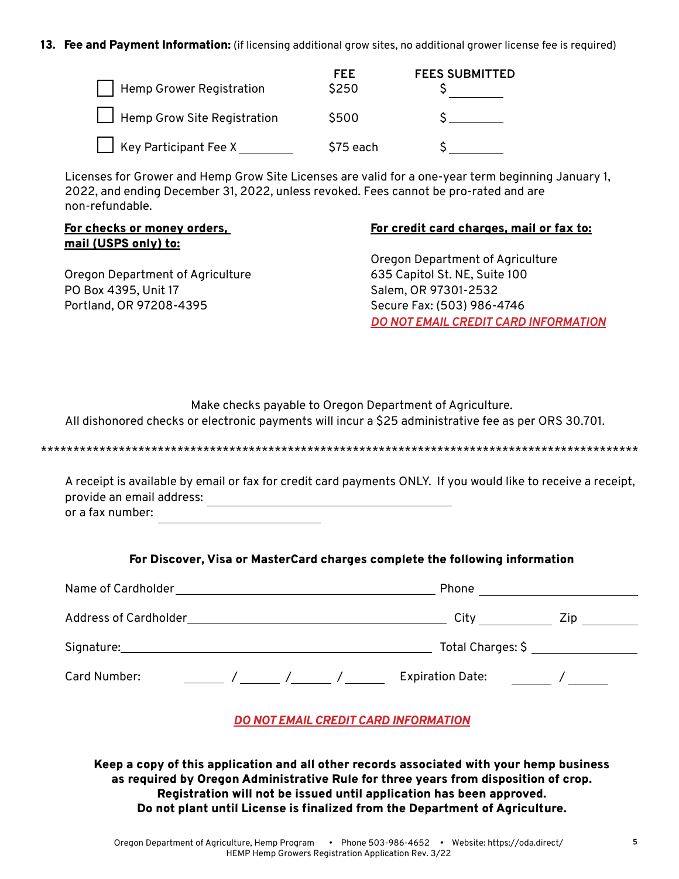**13. Fee and Payment Information:** (if licensing additional grow sites, no additional grower license fee is required)

| | FEE | FEES SUBMITTED |
|---|---|---|
| ☐ Hemp Grower Registration | $250 | $ ________ |
| ☐ Hemp Grow Site Registration | $500 | $ ________ |
| ☐ Key Participant Fee X ________ | $75 each | $ ________ |

Licenses for Grower and Hemp Grow Site Licenses are valid for a one-year term beginning January 1, 2022, and ending December 31, 2022, unless revoked. Fees cannot be pro-rated and are non-refundable.

**For checks or money orders, mail (USPS only) to:**

Oregon Department of Agriculture
PO Box 4395, Unit 17
Portland, OR 97208-4395

**For credit card charges, mail or fax to:**

Oregon Department of Agriculture
635 Capitol St. NE, Suite 100
Salem, OR 97301-2532
Secure Fax: (503) 986-4746
***DO NOT EMAIL CREDIT CARD INFORMATION***

Make checks payable to Oregon Department of Agriculture.
All dishonored checks or electronic payments will incur a $25 administrative fee as per ORS 30.701.

*************************************************************************************************

A receipt is available by email or fax for credit card payments ONLY. If you would like to receive a receipt, provide an email address: ______________________________
or a fax number: ____________________

**For Discover, Visa or MasterCard charges complete the following information**

Name of Cardholder ______________________________ Phone ____________________

Address of Cardholder ______________________________ City __________ Zip ________

Signature: ______________________________ Total Charges: $ ______________

Card Number: ______ / ______ / ______ / ______ Expiration Date: ______ / ______

***DO NOT EMAIL CREDIT CARD INFORMATION***

**Keep a copy of this application and all other records associated with your hemp business as required by Oregon Administrative Rule for three years from disposition of crop.**
**Registration will not be issued until application has been approved.**
**Do not plant until License is finalized from the Department of Agriculture.**